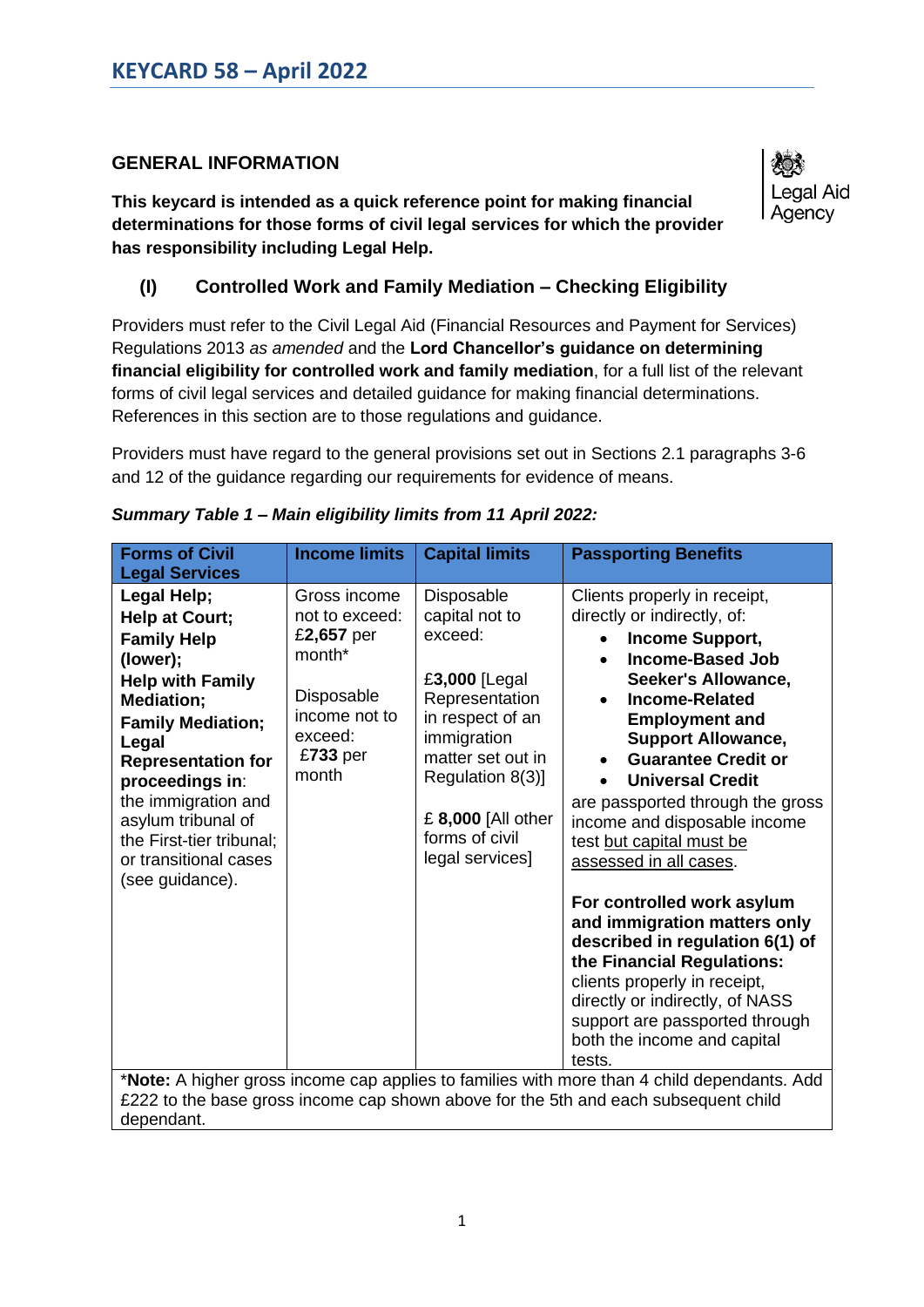# KEYCARD 58 – April 2022

## GENERAL INFORMATION

**This keycard is intended as a quick reference point for making financial determinations for those forms of civil legal services for which the provider has responsibility including Legal Help.**

Legal Aid Agency

### (I) Controlled Work and Family Mediation – Checking Eligibility

Providers must refer to the Civil Legal Aid (Financial Resources and Payment for Services) Regulations 2013 *as amended* and the **Lord Chancellor's guidance on determining financial eligibility for controlled work and family mediation**, for a full list of the relevant forms of civil legal services and detailed guidance for making financial determinations. References in this section are to those regulations and guidance.

Providers must have regard to the general provisions set out in Sections 2.1 paragraphs 3-6 and 12 of the guidance regarding our requirements for evidence of means.

***Summary Table 1 – Main eligibility limits from 11 April 2022:***

| Forms of Civil Legal Services | Income limits | Capital limits | Passporting Benefits |
|---|---|---|---|
| **Legal Help; Help at Court; Family Help (lower); Help with Family Mediation; Family Mediation; Legal Representation for proceedings in**: the immigration and asylum tribunal of the First-tier tribunal; or transitional cases (see guidance). | Gross income not to exceed: £**2,657** per month*<br><br>Disposable income not to exceed: £**733** per month | Disposable capital not to exceed:<br><br>£**3,000** [Legal Representation in respect of an immigration matter set out in Regulation 8(3)]<br><br>£ **8,000** [All other forms of civil legal services] | Clients properly in receipt, directly or indirectly, of:<br>• **Income Support,**<br>• **Income-Based Job Seeker's Allowance,**<br>• **Income-Related Employment and Support Allowance,**<br>• **Guarantee Credit or**<br>• **Universal Credit**<br>are passported through the gross income and disposable income test but capital must be assessed in all cases.<br><br>**For controlled work asylum and immigration matters only described in regulation 6(1) of the Financial Regulations:** clients properly in receipt, directly or indirectly, of NASS support are passported through both the income and capital tests. |

*__Note:__ A higher gross income cap applies to families with more than 4 child dependants. Add £222 to the base gross income cap shown above for the 5th and each subsequent child dependant.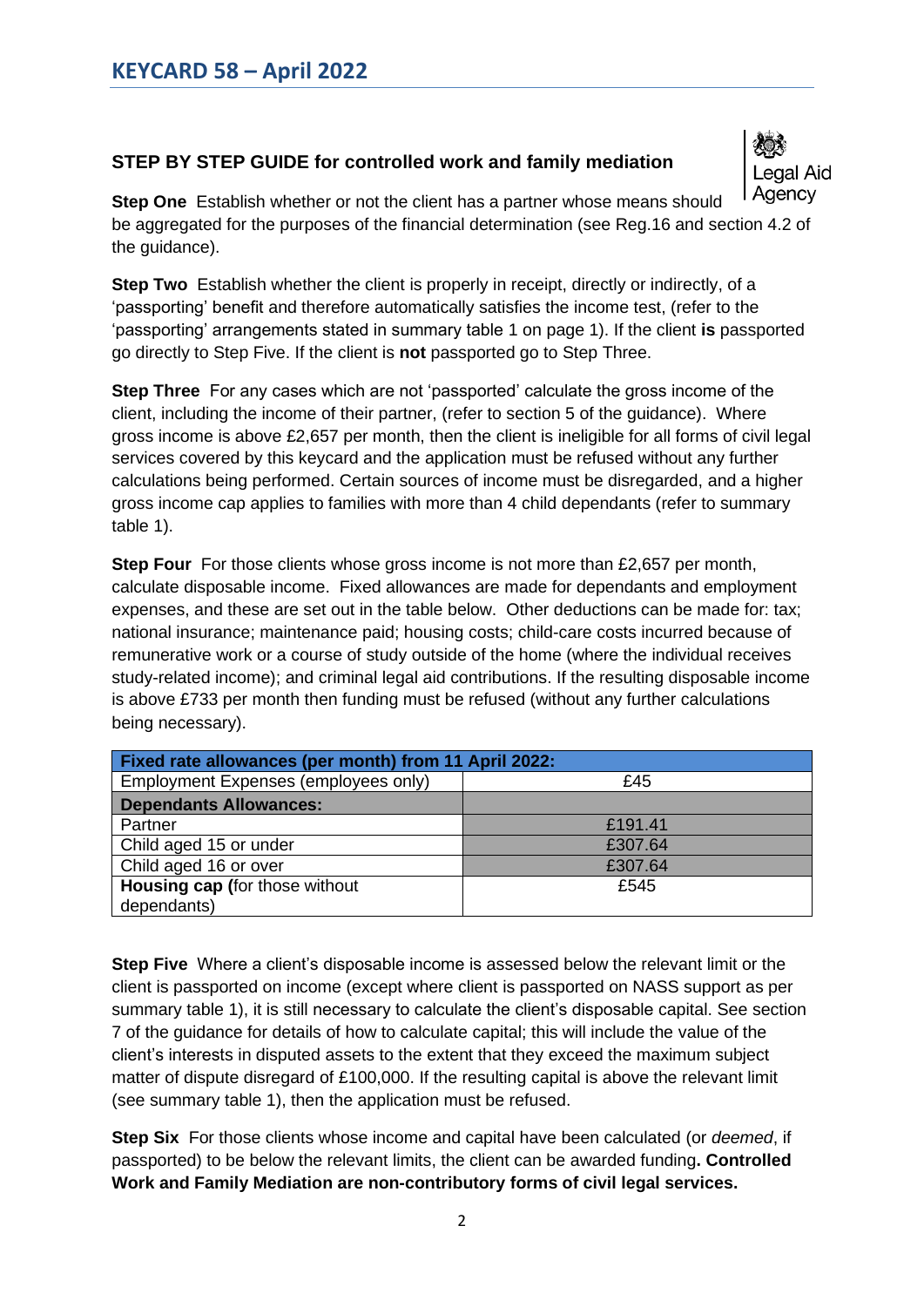# KEYCARD 58 – April 2022

## STEP BY STEP GUIDE for controlled work and family mediation

Legal Aid Agency

**Step One** Establish whether or not the client has a partner whose means should be aggregated for the purposes of the financial determination (see Reg.16 and section 4.2 of the guidance).

**Step Two** Establish whether the client is properly in receipt, directly or indirectly, of a 'passporting' benefit and therefore automatically satisfies the income test, (refer to the 'passporting' arrangements stated in summary table 1 on page 1). If the client **is** passported go directly to Step Five. If the client is **not** passported go to Step Three.

**Step Three** For any cases which are not 'passported' calculate the gross income of the client, including the income of their partner, (refer to section 5 of the guidance). Where gross income is above £2,657 per month, then the client is ineligible for all forms of civil legal services covered by this keycard and the application must be refused without any further calculations being performed. Certain sources of income must be disregarded, and a higher gross income cap applies to families with more than 4 child dependants (refer to summary table 1).

**Step Four** For those clients whose gross income is not more than £2,657 per month, calculate disposable income. Fixed allowances are made for dependants and employment expenses, and these are set out in the table below. Other deductions can be made for: tax; national insurance; maintenance paid; housing costs; child-care costs incurred because of remunerative work or a course of study outside of the home (where the individual receives study-related income); and criminal legal aid contributions. If the resulting disposable income is above £733 per month then funding must be refused (without any further calculations being necessary).

| **Fixed rate allowances (per month) from 11 April 2022:** | |
|---|---|
| Employment Expenses (employees only) | £45 |
| **Dependants Allowances:** | |
| Partner | £191.41 |
| Child aged 15 or under | £307.64 |
| Child aged 16 or over | £307.64 |
| **Housing cap (**for those without dependants) | £545 |

**Step Five** Where a client's disposable income is assessed below the relevant limit or the client is passported on income (except where client is passported on NASS support as per summary table 1), it is still necessary to calculate the client's disposable capital. See section 7 of the guidance for details of how to calculate capital; this will include the value of the client's interests in disputed assets to the extent that they exceed the maximum subject matter of dispute disregard of £100,000. If the resulting capital is above the relevant limit (see summary table 1), then the application must be refused.

**Step Six** For those clients whose income and capital have been calculated (or *deemed*, if passported) to be below the relevant limits, the client can be awarded funding**. Controlled Work and Family Mediation are non-contributory forms of civil legal services.**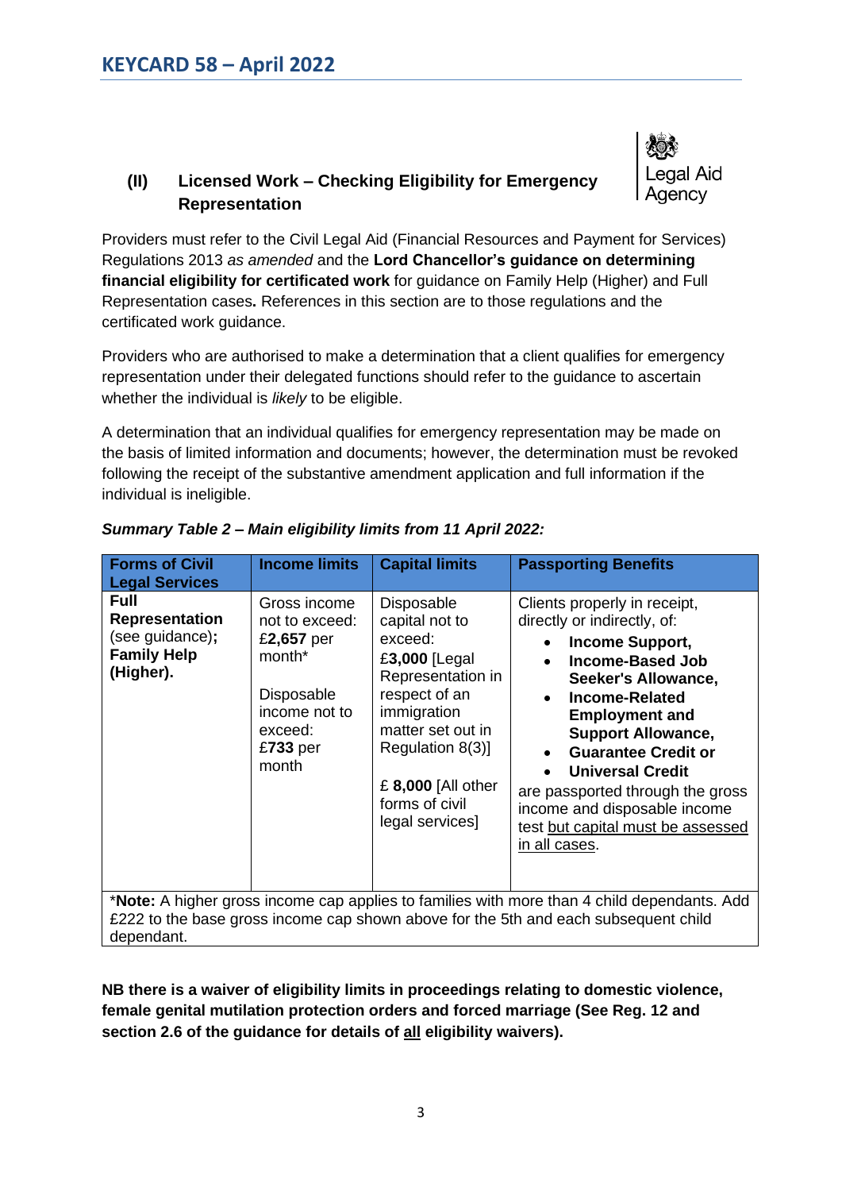## KEYCARD 58 – April 2022

### (II) Licensed Work – Checking Eligibility for Emergency Representation

Legal Aid Agency

Providers must refer to the Civil Legal Aid (Financial Resources and Payment for Services) Regulations 2013 *as amended* and the **Lord Chancellor's guidance on determining financial eligibility for certificated work** for guidance on Family Help (Higher) and Full Representation cases**.** References in this section are to those regulations and the certificated work guidance.

Providers who are authorised to make a determination that a client qualifies for emergency representation under their delegated functions should refer to the guidance to ascertain whether the individual is *likely* to be eligible.

A determination that an individual qualifies for emergency representation may be made on the basis of limited information and documents; however, the determination must be revoked following the receipt of the substantive amendment application and full information if the individual is ineligible.

***Summary Table 2 – Main eligibility limits from 11 April 2022:***

| Forms of Civil Legal Services | Income limits | Capital limits | Passporting Benefits |
|---|---|---|---|
| **Full Representation** (see guidance)**; Family Help (Higher).** | Gross income not to exceed: £**2,657** per month*<br><br>Disposable income not to exceed: £**733** per month | Disposable capital not to exceed:<br>£**3,000** [Legal Representation in respect of an immigration matter set out in Regulation 8(3)]<br><br>£ **8,000** [All other forms of civil legal services] | Clients properly in receipt, directly or indirectly, of:<br>• **Income Support,**<br>• **Income-Based Job Seeker's Allowance,**<br>• **Income-Related Employment and Support Allowance,**<br>• **Guarantee Credit or**<br>• **Universal Credit**<br>are passported through the gross income and disposable income test but capital must be assessed in all cases. |
| ***Note:** A higher gross income cap applies to families with more than 4 child dependants. Add £222 to the base gross income cap shown above for the 5th and each subsequent child dependant. | | | |

**NB there is a waiver of eligibility limits in proceedings relating to domestic violence, female genital mutilation protection orders and forced marriage (See Reg. 12 and section 2.6 of the guidance for details of all eligibility waivers).**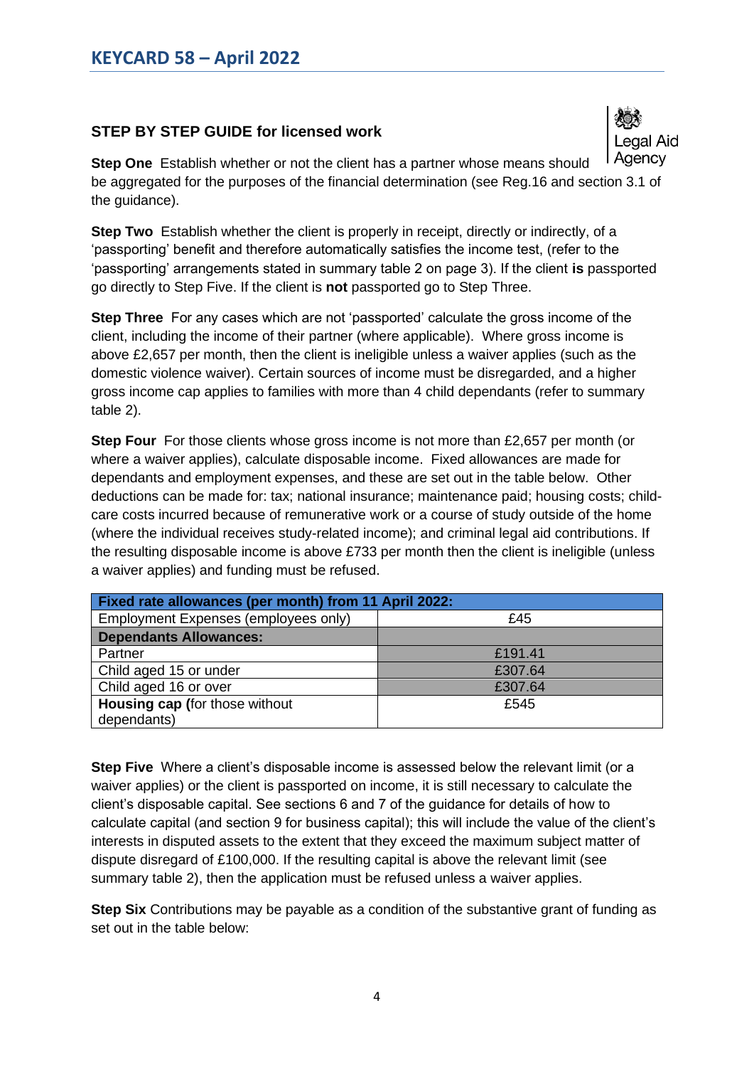## STEP BY STEP GUIDE for licensed work

**Step One** Establish whether or not the client has a partner whose means should be aggregated for the purposes of the financial determination (see Reg.16 and section 3.1 of the guidance).

**Step Two** Establish whether the client is properly in receipt, directly or indirectly, of a 'passporting' benefit and therefore automatically satisfies the income test, (refer to the 'passporting' arrangements stated in summary table 2 on page 3). If the client **is** passported go directly to Step Five. If the client is **not** passported go to Step Three.

**Step Three** For any cases which are not 'passported' calculate the gross income of the client, including the income of their partner (where applicable). Where gross income is above £2,657 per month, then the client is ineligible unless a waiver applies (such as the domestic violence waiver). Certain sources of income must be disregarded, and a higher gross income cap applies to families with more than 4 child dependants (refer to summary table 2).

**Step Four** For those clients whose gross income is not more than £2,657 per month (or where a waiver applies), calculate disposable income. Fixed allowances are made for dependants and employment expenses, and these are set out in the table below. Other deductions can be made for: tax; national insurance; maintenance paid; housing costs; child-care costs incurred because of remunerative work or a course of study outside of the home (where the individual receives study-related income); and criminal legal aid contributions. If the resulting disposable income is above £733 per month then the client is ineligible (unless a waiver applies) and funding must be refused.

| **Fixed rate allowances (per month) from 11 April 2022:** | |
|---|---|
| Employment Expenses (employees only) | £45 |
| **Dependants Allowances:** | |
| Partner | £191.41 |
| Child aged 15 or under | £307.64 |
| Child aged 16 or over | £307.64 |
| **Housing cap (**for those without dependants) | £545 |

**Step Five** Where a client's disposable income is assessed below the relevant limit (or a waiver applies) or the client is passported on income, it is still necessary to calculate the client's disposable capital. See sections 6 and 7 of the guidance for details of how to calculate capital (and section 9 for business capital); this will include the value of the client's interests in disputed assets to the extent that they exceed the maximum subject matter of dispute disregard of £100,000. If the resulting capital is above the relevant limit (see summary table 2), then the application must be refused unless a waiver applies.

**Step Six** Contributions may be payable as a condition of the substantive grant of funding as set out in the table below: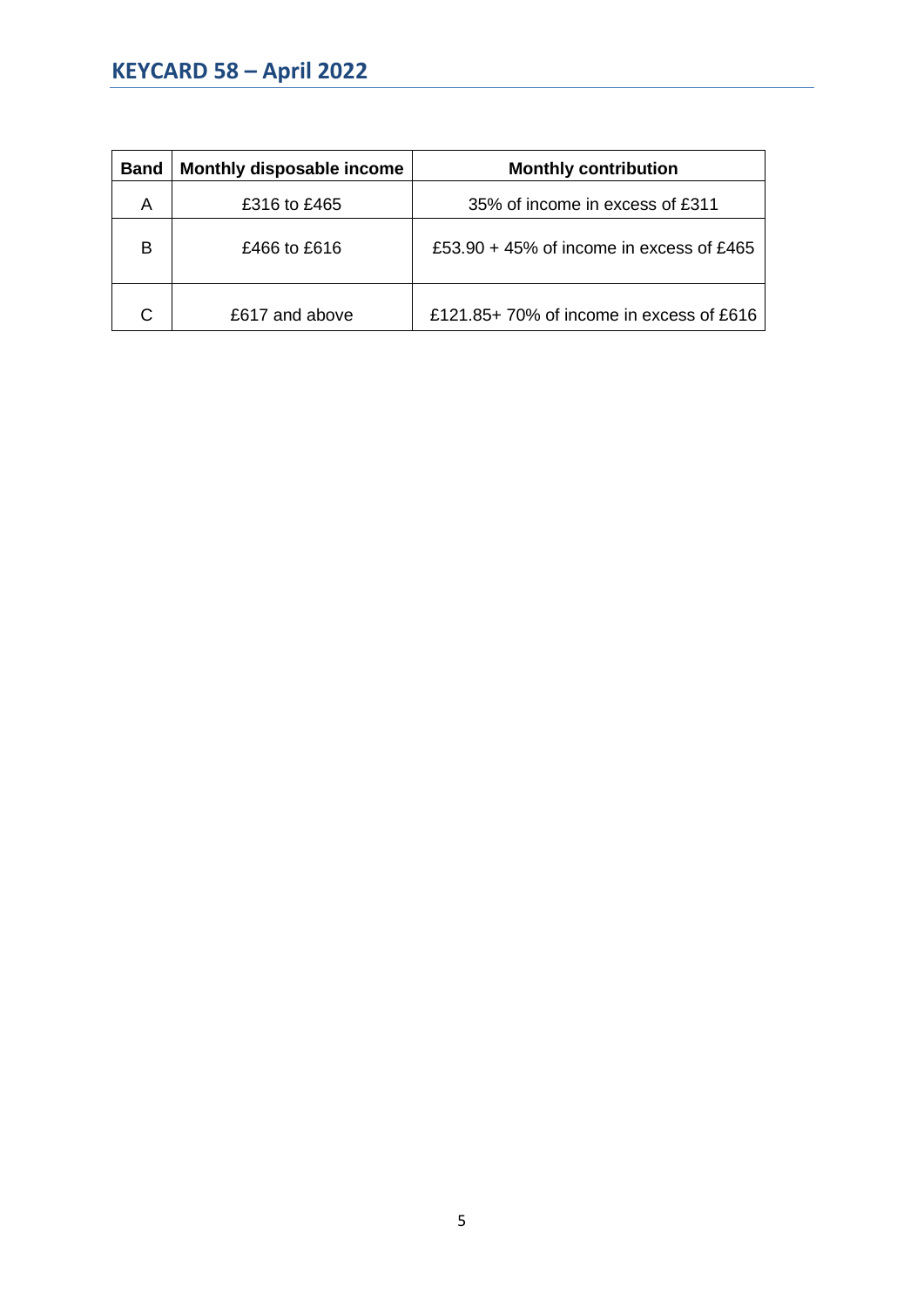| Band | Monthly disposable income | Monthly contribution |
| --- | --- | --- |
| A | £316 to £465 | 35% of income in excess of £311 |
| B | £466 to £616 | £53.90 + 45% of income in excess of £465 |
| C | £617 and above | £121.85+ 70% of income in excess of £616 |